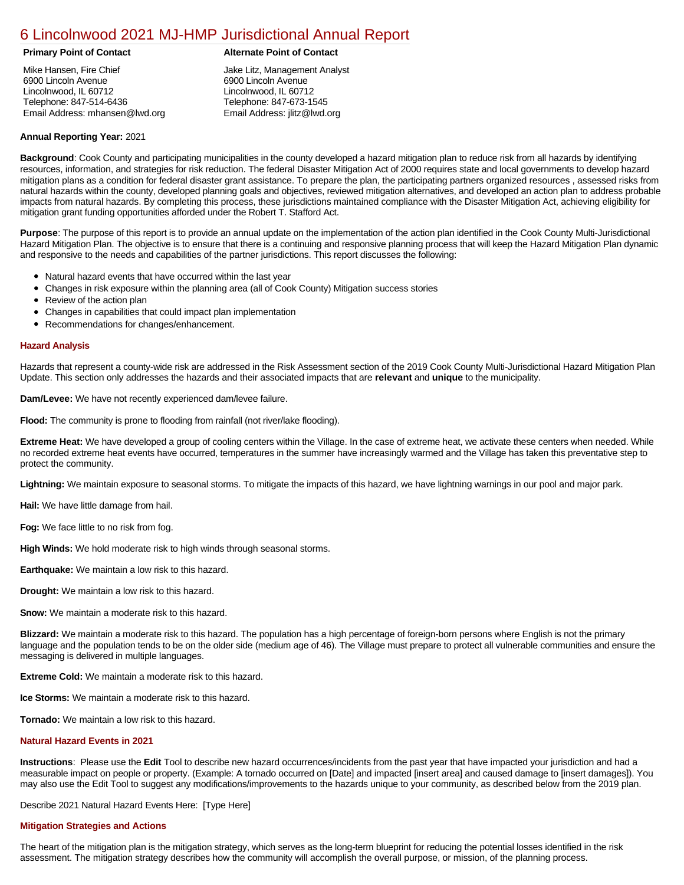# 6 Lincolnwood 2021 MJ-HMP Jurisdictional Annual Report

| **Primary Point of Contact** | **Alternate Point of Contact** |
| --- | --- |
| Mike Hansen, Fire Chief<br>6900 Lincoln Avenue<br>Lincolnwood, IL 60712<br>Telephone: 847-514-6436<br>Email Address: mhansen@lwd.org | Jake Litz, Management Analyst<br>6900 Lincoln Avenue<br>Lincolnwood, IL 60712<br>Telephone: 847-673-1545<br>Email Address: jlitz@lwd.org |

**Annual Reporting Year:** 2021

**Background**: Cook County and participating municipalities in the county developed a hazard mitigation plan to reduce risk from all hazards by identifying resources, information, and strategies for risk reduction. The federal Disaster Mitigation Act of 2000 requires state and local governments to develop hazard mitigation plans as a condition for federal disaster grant assistance. To prepare the plan, the participating partners organized resources , assessed risks from natural hazards within the county, developed planning goals and objectives, reviewed mitigation alternatives, and developed an action plan to address probable impacts from natural hazards. By completing this process, these jurisdictions maintained compliance with the Disaster Mitigation Act, achieving eligibility for mitigation grant funding opportunities afforded under the Robert T. Stafford Act.

**Purpose**: The purpose of this report is to provide an annual update on the implementation of the action plan identified in the Cook County Multi-Jurisdictional Hazard Mitigation Plan. The objective is to ensure that there is a continuing and responsive planning process that will keep the Hazard Mitigation Plan dynamic and responsive to the needs and capabilities of the partner jurisdictions. This report discusses the following:

- Natural hazard events that have occurred within the last year
- Changes in risk exposure within the planning area (all of Cook County) Mitigation success stories
- Review of the action plan
- Changes in capabilities that could impact plan implementation
- Recommendations for changes/enhancement.

### Hazard Analysis

Hazards that represent a county-wide risk are addressed in the Risk Assessment section of the 2019 Cook County Multi-Jurisdictional Hazard Mitigation Plan Update. This section only addresses the hazards and their associated impacts that are **relevant** and **unique** to the municipality.

**Dam/Levee:** We have not recently experienced dam/levee failure.

**Flood:** The community is prone to flooding from rainfall (not river/lake flooding).

**Extreme Heat:** We have developed a group of cooling centers within the Village. In the case of extreme heat, we activate these centers when needed. While no recorded extreme heat events have occurred, temperatures in the summer have increasingly warmed and the Village has taken this preventative step to protect the community.

**Lightning:** We maintain exposure to seasonal storms. To mitigate the impacts of this hazard, we have lightning warnings in our pool and major park.

**Hail:** We have little damage from hail.

**Fog:** We face little to no risk from fog.

**High Winds:** We hold moderate risk to high winds through seasonal storms.

**Earthquake:** We maintain a low risk to this hazard.

**Drought:** We maintain a low risk to this hazard.

**Snow:** We maintain a moderate risk to this hazard.

**Blizzard:** We maintain a moderate risk to this hazard. The population has a high percentage of foreign-born persons where English is not the primary language and the population tends to be on the older side (medium age of 46). The Village must prepare to protect all vulnerable communities and ensure the messaging is delivered in multiple languages.

**Extreme Cold:** We maintain a moderate risk to this hazard.

**Ice Storms:** We maintain a moderate risk to this hazard.

**Tornado:** We maintain a low risk to this hazard.

### Natural Hazard Events in 2021

**Instructions**: Please use the **Edit** Tool to describe new hazard occurrences/incidents from the past year that have impacted your jurisdiction and had a measurable impact on people or property. (Example: A tornado occurred on [Date] and impacted [insert area] and caused damage to [insert damages]). You may also use the Edit Tool to suggest any modifications/improvements to the hazards unique to your community, as described below from the 2019 plan.

Describe 2021 Natural Hazard Events Here: [Type Here]

### Mitigation Strategies and Actions

The heart of the mitigation plan is the mitigation strategy, which serves as the long-term blueprint for reducing the potential losses identified in the risk assessment. The mitigation strategy describes how the community will accomplish the overall purpose, or mission, of the planning process.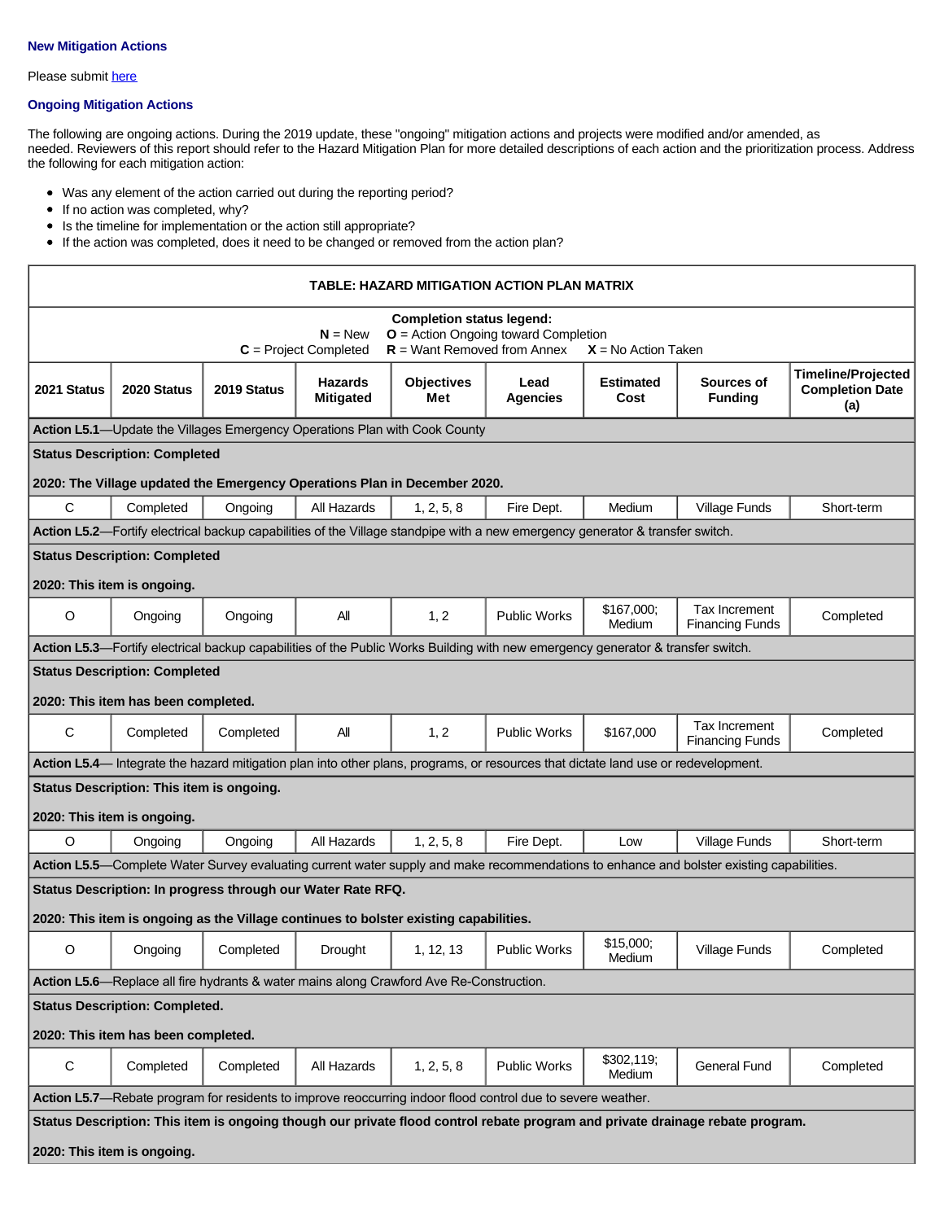### New Mitigation Actions

Please submit [here]()

### Ongoing Mitigation Actions

The following are ongoing actions. During the 2019 update, these "ongoing" mitigation actions and projects were modified and/or amended, as needed. Reviewers of this report should refer to the Hazard Mitigation Plan for more detailed descriptions of each action and the prioritization process. Address the following for each mitigation action:

- Was any element of the action carried out during the reporting period?
- If no action was completed, why?
- Is the timeline for implementation or the action still appropriate?
- If the action was completed, does it need to be changed or removed from the action plan?

**TABLE: HAZARD MITIGATION ACTION PLAN MATRIX**

**Completion status legend:**
**N** = New **O** = Action Ongoing toward Completion
**C** = Project Completed **R** = Want Removed from Annex **X** = No Action Taken

| 2021 Status | 2020 Status | 2019 Status | Hazards Mitigated | Objectives Met | Lead Agencies | Estimated Cost | Sources of Funding | Timeline/Projected Completion Date (a) |
|---|---|---|---|---|---|---|---|---|
| **Action L5.1**—Update the Villages Emergency Operations Plan with Cook County | | | | | | | | |
| **Status Description: Completed**<br><br>**2020: The Village updated the Emergency Operations Plan in December 2020.** | | | | | | | | |
| C | Completed | Ongoing | All Hazards | 1, 2, 5, 8 | Fire Dept. | Medium | Village Funds | Short-term |
| **Action L5.2**—Fortify electrical backup capabilities of the Village standpipe with a new emergency generator & transfer switch. | | | | | | | | |
| **Status Description: Completed**<br><br>**2020: This item is ongoing.** | | | | | | | | |
| O | Ongoing | Ongoing | All | 1, 2 | Public Works | $167,000; Medium | Tax Increment Financing Funds | Completed |
| **Action L5.3**—Fortify electrical backup capabilities of the Public Works Building with new emergency generator & transfer switch. | | | | | | | | |
| **Status Description: Completed**<br><br>**2020: This item has been completed.** | | | | | | | | |
| C | Completed | Completed | All | 1, 2 | Public Works | $167,000 | Tax Increment Financing Funds | Completed |
| **Action L5.4**— Integrate the hazard mitigation plan into other plans, programs, or resources that dictate land use or redevelopment. | | | | | | | | |
| **Status Description: This item is ongoing.**<br><br>**2020: This item is ongoing.** | | | | | | | | |
| O | Ongoing | Ongoing | All Hazards | 1, 2, 5, 8 | Fire Dept. | Low | Village Funds | Short-term |
| **Action L5.5**—Complete Water Survey evaluating current water supply and make recommendations to enhance and bolster existing capabilities. | | | | | | | | |
| **Status Description: In progress through our Water Rate RFQ.**<br><br>**2020: This item is ongoing as the Village continues to bolster existing capabilities.** | | | | | | | | |
| O | Ongoing | Completed | Drought | 1, 12, 13 | Public Works | $15,000; Medium | Village Funds | Completed |
| **Action L5.6**—Replace all fire hydrants & water mains along Crawford Ave Re-Construction. | | | | | | | | |
| **Status Description: Completed.**<br><br>**2020: This item has been completed.** | | | | | | | | |
| C | Completed | Completed | All Hazards | 1, 2, 5, 8 | Public Works | $302,119; Medium | General Fund | Completed |
| **Action L5.7**—Rebate program for residents to improve reoccurring indoor flood control due to severe weather. | | | | | | | | |
| **Status Description: This item is ongoing though our private flood control rebate program and private drainage rebate program.**<br><br>**2020: This item is ongoing.** | | | | | | | | |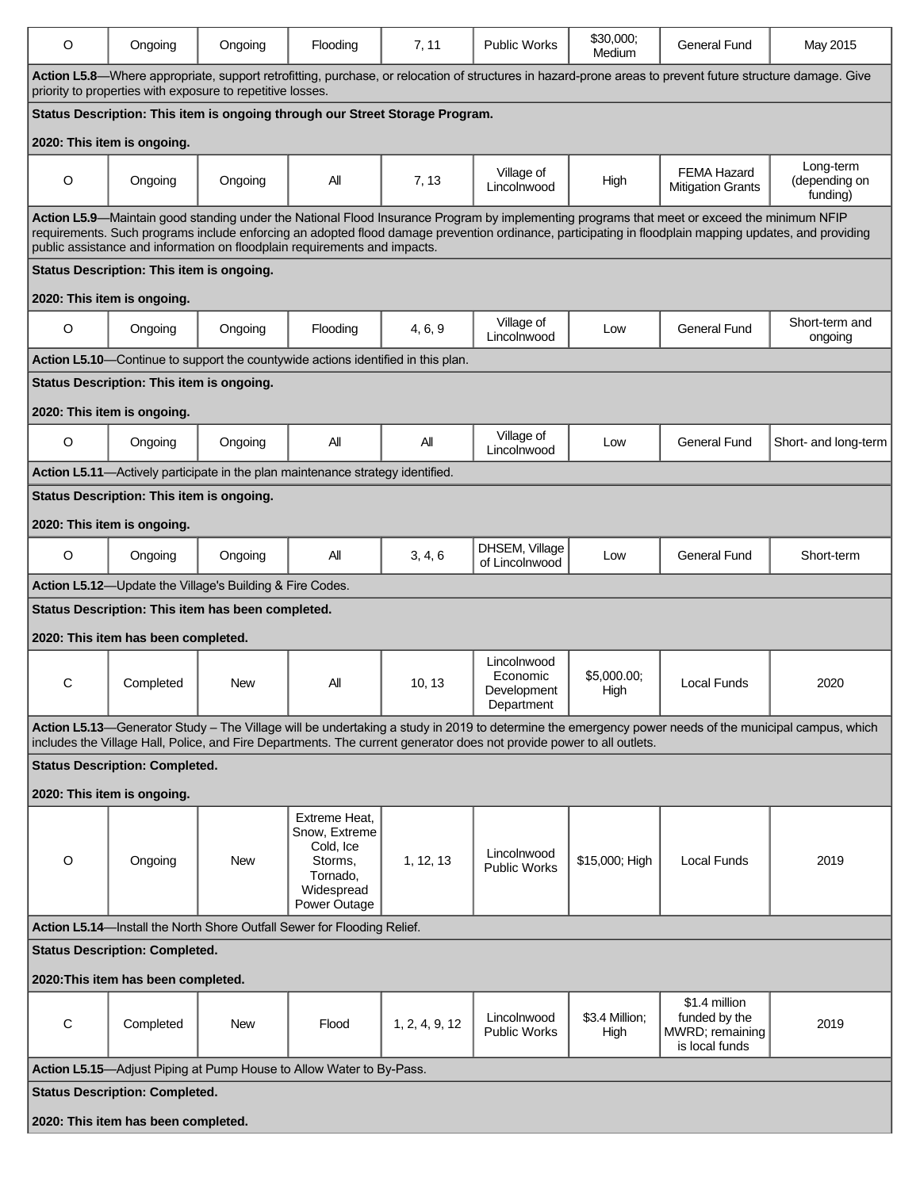| O | Ongoing | Ongoing | Flooding | 7, 11 | Public Works | $30,000; Medium | General Fund | May 2015 |
|---|---|---|---|---|---|---|---|---|

**Action L5.8**—Where appropriate, support retrofitting, purchase, or relocation of structures in hazard-prone areas to prevent future structure damage. Give priority to properties with exposure to repetitive losses.

**Status Description: This item is ongoing through our Street Storage Program.**

**2020: This item is ongoing.**

| O | Ongoing | Ongoing | All | 7, 13 | Village of Lincolnwood | High | FEMA Hazard Mitigation Grants | Long-term (depending on funding) |
|---|---|---|---|---|---|---|---|---|

**Action L5.9**—Maintain good standing under the National Flood Insurance Program by implementing programs that meet or exceed the minimum NFIP requirements. Such programs include enforcing an adopted flood damage prevention ordinance, participating in floodplain mapping updates, and providing public assistance and information on floodplain requirements and impacts.

**Status Description: This item is ongoing.**

**2020: This item is ongoing.**

| O | Ongoing | Ongoing | Flooding | 4, 6, 9 | Village of Lincolnwood | Low | General Fund | Short-term and ongoing |
|---|---|---|---|---|---|---|---|---|

**Action L5.10**—Continue to support the countywide actions identified in this plan.

**Status Description: This item is ongoing.**

**2020: This item is ongoing.**

| O | Ongoing | Ongoing | All | All | Village of Lincolnwood | Low | General Fund | Short- and long-term |
|---|---|---|---|---|---|---|---|---|

**Action L5.11**—Actively participate in the plan maintenance strategy identified.

**Status Description: This item is ongoing.**

**2020: This item is ongoing.**

| O | Ongoing | Ongoing | All | 3, 4, 6 | DHSEM, Village of Lincolnwood | Low | General Fund | Short-term |
|---|---|---|---|---|---|---|---|---|

**Action L5.12**—Update the Village's Building & Fire Codes.

**Status Description: This item has been completed.**

**2020: This item has been completed.**

| C | Completed | New | All | 10, 13 | Lincolnwood Economic Development Department | $5,000.00; High | Local Funds | 2020 |
|---|---|---|---|---|---|---|---|---|

**Action L5.13**—Generator Study – The Village will be undertaking a study in 2019 to determine the emergency power needs of the municipal campus, which includes the Village Hall, Police, and Fire Departments. The current generator does not provide power to all outlets.

**Status Description: Completed.**

**2020: This item is ongoing.**

| O | Ongoing | New | Extreme Heat, Snow, Extreme Cold, Ice Storms, Tornado, Widespread Power Outage | 1, 12, 13 | Lincolnwood Public Works | $15,000; High | Local Funds | 2019 |
|---|---|---|---|---|---|---|---|---|

**Action L5.14**—Install the North Shore Outfall Sewer for Flooding Relief.

**Status Description: Completed.**

**2020:This item has been completed.**

| C | Completed | New | Flood | 1, 2, 4, 9, 12 | Lincolnwood Public Works | $3.4 Million; High | $1.4 million funded by the MWRD; remaining is local funds | 2019 |
|---|---|---|---|---|---|---|---|---|

**Action L5.15**—Adjust Piping at Pump House to Allow Water to By-Pass.

**Status Description: Completed.**

**2020: This item has been completed.**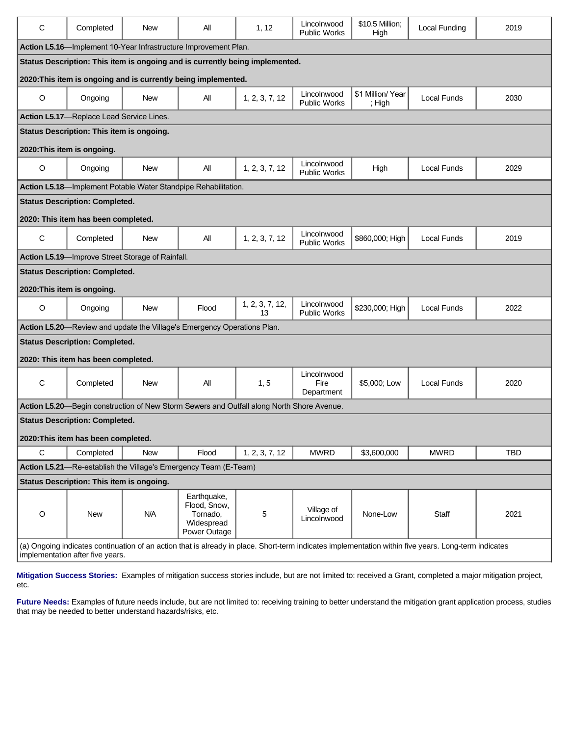| | | | | | | | | |
|---|---|---|---|---|---|---|---|---|
| C | Completed | New | All | 1, 12 | Lincolnwood Public Works | $10.5 Million; High | Local Funding | 2019 |
| **Action L5.16**—Implement 10-Year Infrastructure Improvement Plan. | | | | | | | | |
| **Status Description: This item is ongoing and is currently being implemented.**<br><br>**2020:This item is ongoing and is currently being implemented.** | | | | | | | | |
| O | Ongoing | New | All | 1, 2, 3, 7, 12 | Lincolnwood Public Works | $1 Million/ Year ; High | Local Funds | 2030 |
| **Action L5.17**—Replace Lead Service Lines. | | | | | | | | |
| **Status Description: This item is ongoing.**<br><br>**2020:This item is ongoing.** | | | | | | | | |
| O | Ongoing | New | All | 1, 2, 3, 7, 12 | Lincolnwood Public Works | High | Local Funds | 2029 |
| **Action L5.18**—Implement Potable Water Standpipe Rehabilitation. | | | | | | | | |
| **Status Description: Completed.**<br><br>**2020: This item has been completed.** | | | | | | | | |
| C | Completed | New | All | 1, 2, 3, 7, 12 | Lincolnwood Public Works | $860,000; High | Local Funds | 2019 |
| **Action L5.19**—Improve Street Storage of Rainfall. | | | | | | | | |
| **Status Description: Completed.**<br><br>**2020:This item is ongoing.** | | | | | | | | |
| O | Ongoing | New | Flood | 1, 2, 3, 7, 12, 13 | Lincolnwood Public Works | $230,000; High | Local Funds | 2022 |
| **Action L5.20**—Review and update the Village's Emergency Operations Plan. | | | | | | | | |
| **Status Description: Completed.**<br><br>**2020: This item has been completed.** | | | | | | | | |
| C | Completed | New | All | 1, 5 | Lincolnwood Fire Department | $5,000; Low | Local Funds | 2020 |
| **Action L5.20**—Begin construction of New Storm Sewers and Outfall along North Shore Avenue. | | | | | | | | |
| **Status Description: Completed.**<br><br>**2020:This item has been completed.** | | | | | | | | |
| C | Completed | New | Flood | 1, 2, 3, 7, 12 | MWRD | $3,600,000 | MWRD | TBD |
| **Action L5.21**—Re-establish the Village's Emergency Team (E-Team) | | | | | | | | |
| **Status Description: This item is ongoing.** | | | | | | | | |
| O | New | N/A | Earthquake, Flood, Snow, Tornado, Widespread Power Outage | 5 | Village of Lincolnwood | None-Low | Staff | 2021 |
| (a) Ongoing indicates continuation of an action that is already in place. Short-term indicates implementation within five years. Long-term indicates implementation after five years. | | | | | | | | |

**Mitigation Success Stories:** Examples of mitigation success stories include, but are not limited to: received a Grant, completed a major mitigation project, etc.

**Future Needs:** Examples of future needs include, but are not limited to: receiving training to better understand the mitigation grant application process, studies that may be needed to better understand hazards/risks, etc.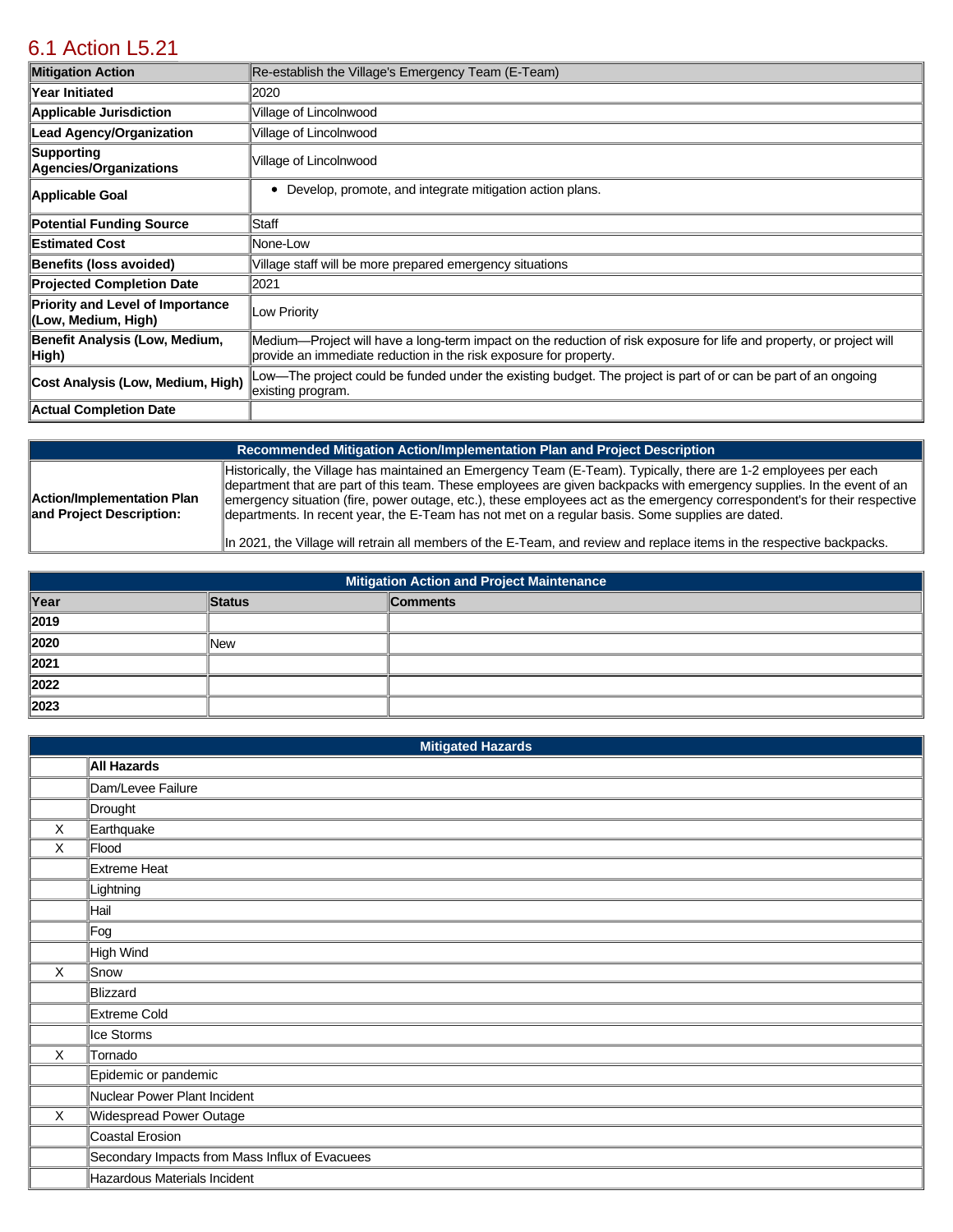## 6.1 Action L5.21

| | |
|---|---|
| **Mitigation Action** | Re-establish the Village's Emergency Team (E-Team) |
| **Year Initiated** | 2020 |
| **Applicable Jurisdiction** | Village of Lincolnwood |
| **Lead Agency/Organization** | Village of Lincolnwood |
| **Supporting Agencies/Organizations** | Village of Lincolnwood |
| **Applicable Goal** | • Develop, promote, and integrate mitigation action plans. |
| **Potential Funding Source** | Staff |
| **Estimated Cost** | None-Low |
| **Benefits (loss avoided)** | Village staff will be more prepared emergency situations |
| **Projected Completion Date** | 2021 |
| **Priority and Level of Importance (Low, Medium, High)** | Low Priority |
| **Benefit Analysis (Low, Medium, High)** | Medium—Project will have a long-term impact on the reduction of risk exposure for life and property, or project will provide an immediate reduction in the risk exposure for property. |
| **Cost Analysis (Low, Medium, High)** | Low—The project could be funded under the existing budget. The project is part of or can be part of an ongoing existing program. |
| **Actual Completion Date** | |

| Recommended Mitigation Action/Implementation Plan and Project Description | |
|---|---|
| **Action/Implementation Plan and Project Description:** | Historically, the Village has maintained an Emergency Team (E-Team). Typically, there are 1-2 employees per each department that are part of this team. These employees are given backpacks with emergency supplies. In the event of an emergency situation (fire, power outage, etc.), these employees act as the emergency correspondent's for their respective departments. In recent year, the E-Team has not met on a regular basis. Some supplies are dated.<br><br>In 2021, the Village will retrain all members of the E-Team, and review and replace items in the respective backpacks. |

**Mitigation Action and Project Maintenance**

| Year | Status | Comments |
|---|---|---|
| **2019** | | |
| **2020** | New | |
| **2021** | | |
| **2022** | | |
| **2023** | | |

**Mitigated Hazards**

| | |
|---|---|
| | **All Hazards** |
| | Dam/Levee Failure |
| | Drought |
| X | Earthquake |
| X | Flood |
| | Extreme Heat |
| | Lightning |
| | Hail |
| | Fog |
| | High Wind |
| X | Snow |
| | Blizzard |
| | Extreme Cold |
| | Ice Storms |
| X | Tornado |
| | Epidemic or pandemic |
| | Nuclear Power Plant Incident |
| X | Widespread Power Outage |
| | Coastal Erosion |
| | Secondary Impacts from Mass Influx of Evacuees |
| | Hazardous Materials Incident |